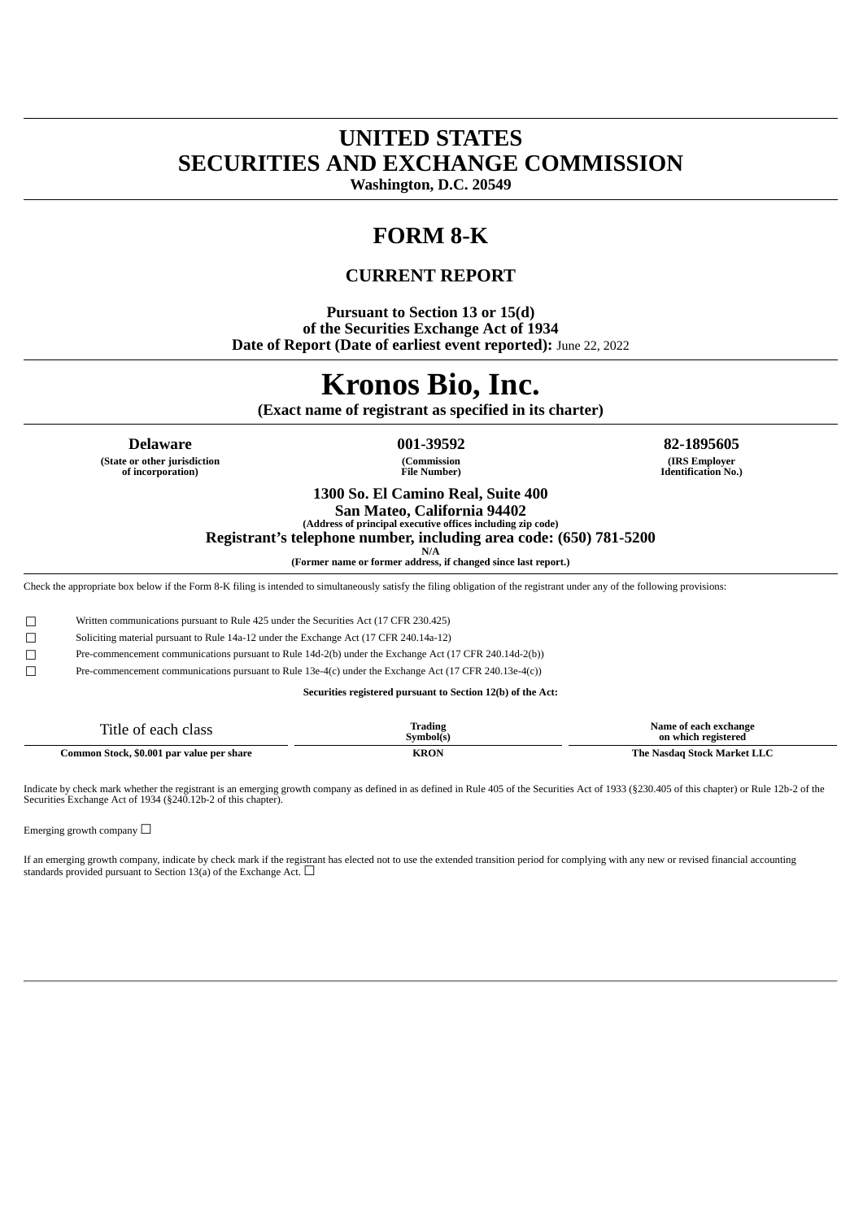# UNITED STATES
# SECURITIES AND EXCHANGE COMMISSION

**Washington, D.C. 20549**

# FORM 8-K

## CURRENT REPORT

**Pursuant to Section 13 or 15(d)**
**of the Securities Exchange Act of 1934**
**Date of Report (Date of earliest event reported):** June 22, 2022

# Kronos Bio, Inc.

**(Exact name of registrant as specified in its charter)**

| **Delaware** | **001-39592** | **82-1895605** |
|---|---|---|
| **(State or other jurisdiction of incorporation)** | **(Commission File Number)** | **(IRS Employer Identification No.)** |

**1300 So. El Camino Real, Suite 400**
**San Mateo, California 94402**
**(Address of principal executive offices including zip code)**
**Registrant's telephone number, including area code: (650) 781-5200**
**N/A**
**(Former name or former address, if changed since last report.)**

Check the appropriate box below if the Form 8-K filing is intended to simultaneously satisfy the filing obligation of the registrant under any of the following provisions:

☐ Written communications pursuant to Rule 425 under the Securities Act (17 CFR 230.425)

☐ Soliciting material pursuant to Rule 14a-12 under the Exchange Act (17 CFR 240.14a-12)

☐ Pre-commencement communications pursuant to Rule 14d-2(b) under the Exchange Act (17 CFR 240.14d-2(b))

☐ Pre-commencement communications pursuant to Rule 13e-4(c) under the Exchange Act (17 CFR 240.13e-4(c))

**Securities registered pursuant to Section 12(b) of the Act:**

| Title of each class | Trading Symbol(s) | Name of each exchange on which registered |
|---|---|---|
| **Common Stock, $0.001 par value per share** | **KRON** | **The Nasdaq Stock Market LLC** |

Indicate by check mark whether the registrant is an emerging growth company as defined in as defined in Rule 405 of the Securities Act of 1933 (§230.405 of this chapter) or Rule 12b-2 of the Securities Exchange Act of 1934 (§240.12b-2 of this chapter).

Emerging growth company ☐

If an emerging growth company, indicate by check mark if the registrant has elected not to use the extended transition period for complying with any new or revised financial accounting standards provided pursuant to Section 13(a) of the Exchange Act. ☐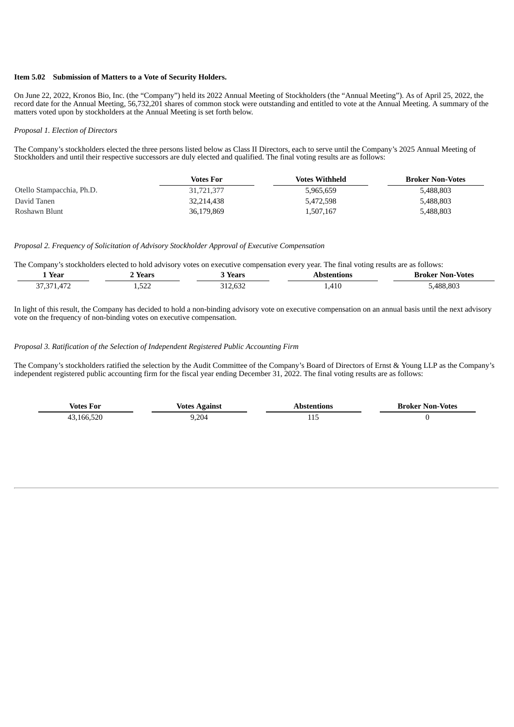**Item 5.02 Submission of Matters to a Vote of Security Holders.**

On June 22, 2022, Kronos Bio, Inc. (the "Company") held its 2022 Annual Meeting of Stockholders (the "Annual Meeting"). As of April 25, 2022, the record date for the Annual Meeting, 56,732,201 shares of common stock were outstanding and entitled to vote at the Annual Meeting. A summary of the matters voted upon by stockholders at the Annual Meeting is set forth below.

*Proposal 1. Election of Directors*

The Company's stockholders elected the three persons listed below as Class II Directors, each to serve until the Company's 2025 Annual Meeting of Stockholders and until their respective successors are duly elected and qualified. The final voting results are as follows:

| | Votes For | Votes Withheld | Broker Non-Votes |
|---|---|---|---|
| Otello Stampacchia, Ph.D. | 31,721,377 | 5,965,659 | 5,488,803 |
| David Tanen | 32,214,438 | 5,472,598 | 5,488,803 |
| Roshawn Blunt | 36,179,869 | 1,507,167 | 5,488,803 |

*Proposal 2. Frequency of Solicitation of Advisory Stockholder Approval of Executive Compensation*

The Company's stockholders elected to hold advisory votes on executive compensation every year. The final voting results are as follows:

| 1 Year | 2 Years | 3 Years | Abstentions | Broker Non-Votes |
|---|---|---|---|---|
| 37,371,472 | 1,522 | 312,632 | 1,410 | 5,488,803 |

In light of this result, the Company has decided to hold a non-binding advisory vote on executive compensation on an annual basis until the next advisory vote on the frequency of non-binding votes on executive compensation.

*Proposal 3. Ratification of the Selection of Independent Registered Public Accounting Firm*

The Company's stockholders ratified the selection by the Audit Committee of the Company's Board of Directors of Ernst & Young LLP as the Company's independent registered public accounting firm for the fiscal year ending December 31, 2022. The final voting results are as follows:

| Votes For | Votes Against | Abstentions | Broker Non-Votes |
|---|---|---|---|
| 43,166,520 | 9,204 | 115 | 0 |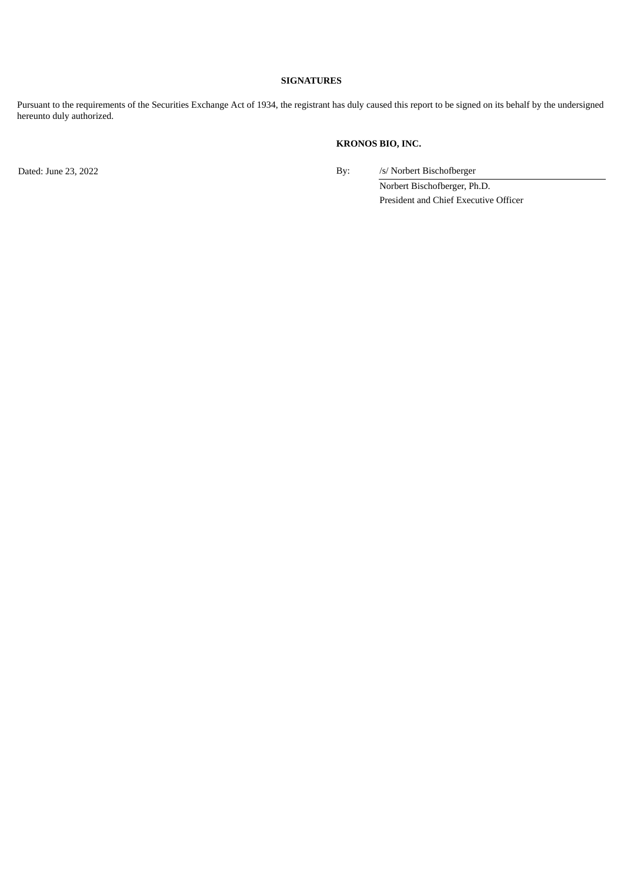**SIGNATURES**

Pursuant to the requirements of the Securities Exchange Act of 1934, the registrant has duly caused this report to be signed on its behalf by the undersigned hereunto duly authorized.

| | | |
|---|---|---|
| | | **KRONOS BIO, INC.** |
| Dated: June 23, 2022 | By: | /s/ Norbert Bischofberger |
| | | Norbert Bischofberger, Ph.D. |
| | | President and Chief Executive Officer |